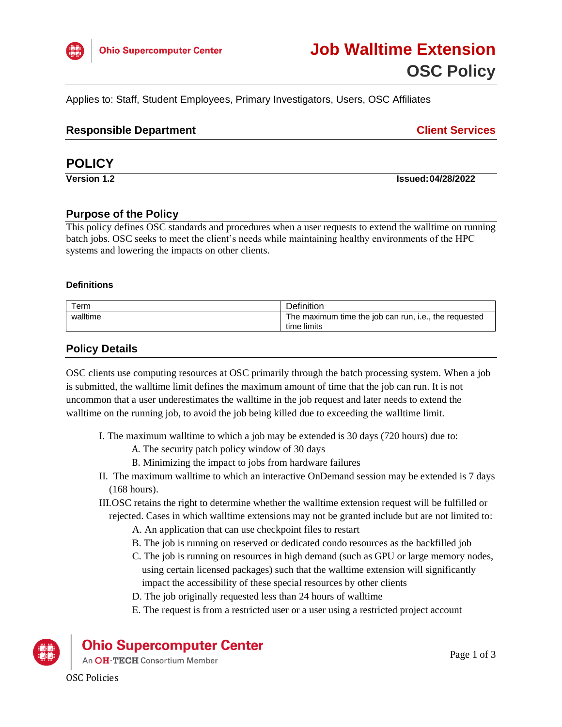# Job Walltime Extension

## OSC Policy

Applies to: Staff, Student Employees, Primary Investigators, Users, OSC Affiliates

**Responsible Department** — **Client Services**

## POLICY

**Version 1.2** **Issued: 04/28/2022**

### Purpose of the Policy

This policy defines OSC standards and procedures when a user requests to extend the walltime on running batch jobs. OSC seeks to meet the client's needs while maintaining healthy environments of the HPC systems and lowering the impacts on other clients.

#### Definitions

| Term | Definition |
|---|---|
| walltime | The maximum time the job can run, i.e., the requested time limits |

### Policy Details

OSC clients use computing resources at OSC primarily through the batch processing system. When a job is submitted, the walltime limit defines the maximum amount of time that the job can run. It is not uncommon that a user underestimates the walltime in the job request and later needs to extend the walltime on the running job, to avoid the job being killed due to exceeding the walltime limit.

I. The maximum walltime to which a job may be extended is 30 days (720 hours) due to:
   A. The security patch policy window of 30 days
   B. Minimizing the impact to jobs from hardware failures

II. The maximum walltime to which an interactive OnDemand session may be extended is 7 days (168 hours).

III. OSC retains the right to determine whether the walltime extension request will be fulfilled or rejected. Cases in which walltime extensions may not be granted include but are not limited to:
   A. An application that can use checkpoint files to restart
   B. The job is running on reserved or dedicated condo resources as the backfilled job
   C. The job is running on resources in high demand (such as GPU or large memory nodes, using certain licensed packages) such that the walltime extension will significantly impact the accessibility of these special resources by other clients
   D. The job originally requested less than 24 hours of walltime
   E. The request is from a restricted user or a user using a restricted project account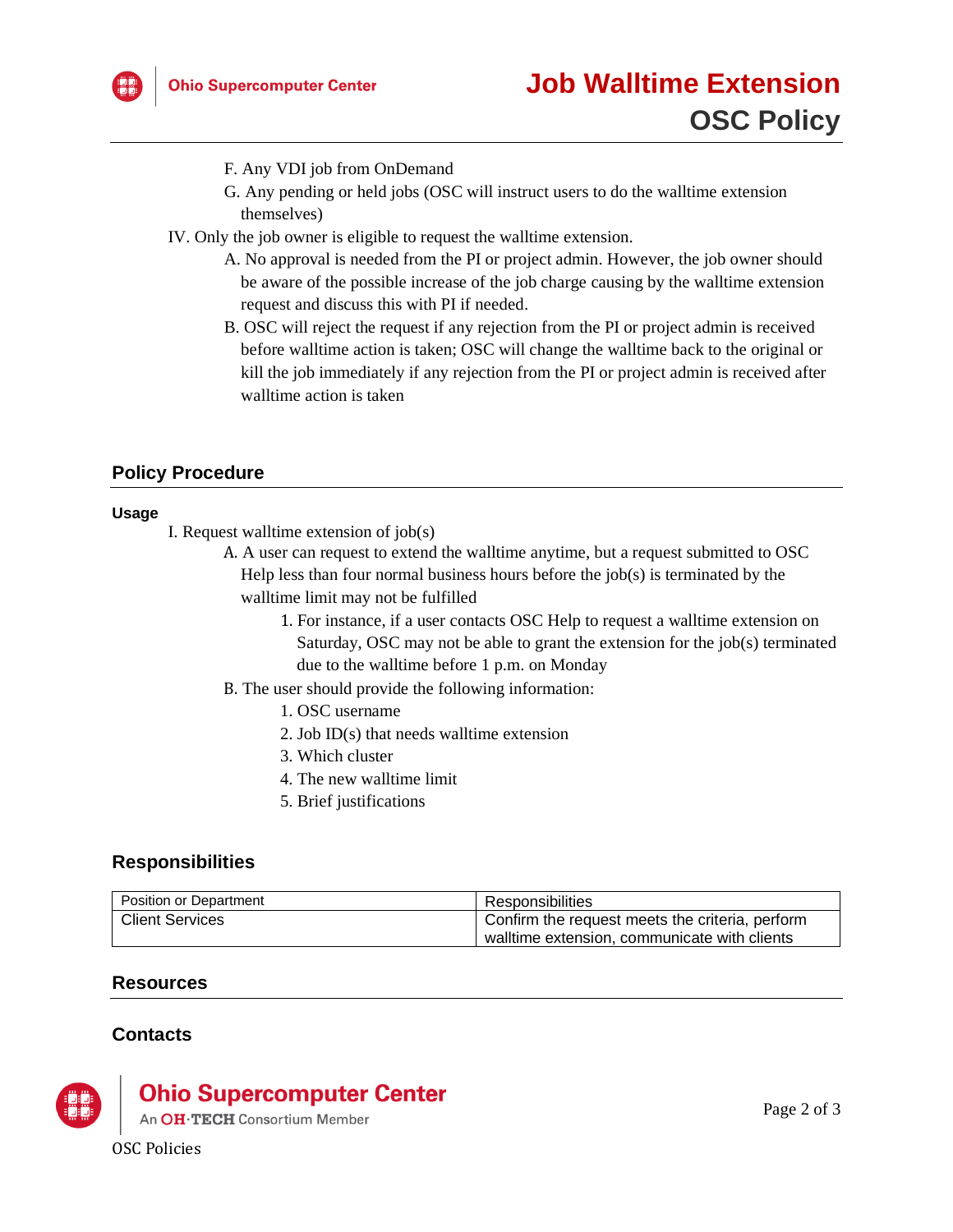F. Any VDI job from OnDemand

G. Any pending or held jobs (OSC will instruct users to do the walltime extension themselves)

IV. Only the job owner is eligible to request the walltime extension.

A. No approval is needed from the PI or project admin. However, the job owner should be aware of the possible increase of the job charge causing by the walltime extension request and discuss this with PI if needed.

B. OSC will reject the request if any rejection from the PI or project admin is received before walltime action is taken; OSC will change the walltime back to the original or kill the job immediately if any rejection from the PI or project admin is received after walltime action is taken

## Policy Procedure

**Usage**

I. Request walltime extension of job(s)

A. A user can request to extend the walltime anytime, but a request submitted to OSC Help less than four normal business hours before the job(s) is terminated by the walltime limit may not be fulfilled

1. For instance, if a user contacts OSC Help to request a walltime extension on Saturday, OSC may not be able to grant the extension for the job(s) terminated due to the walltime before 1 p.m. on Monday

B. The user should provide the following information:

1. OSC username
2. Job ID(s) that needs walltime extension
3. Which cluster
4. The new walltime limit
5. Brief justifications

## Responsibilities

| Position or Department | Responsibilities |
|---|---|
| Client Services | Confirm the request meets the criteria, perform walltime extension, communicate with clients |

## Resources

## Contacts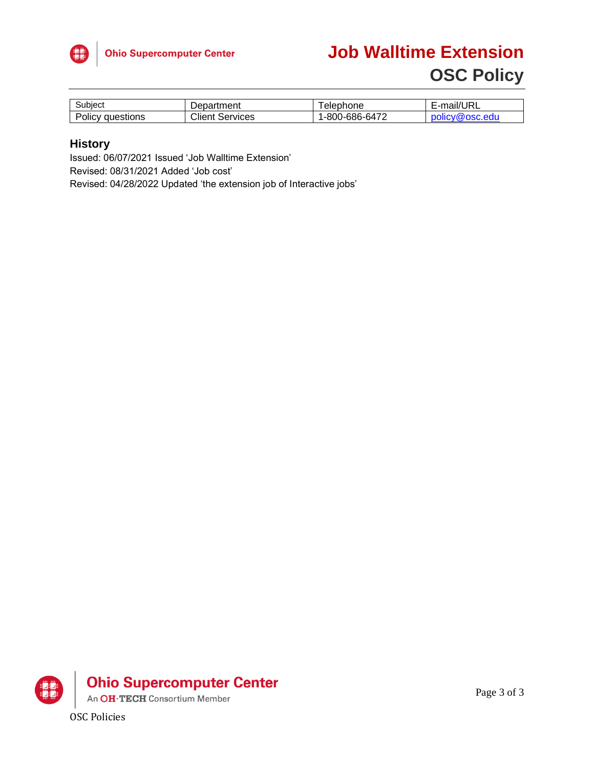| Subject | Department | Telephone | E-mail/URL |
| --- | --- | --- | --- |
| Policy questions | Client Services | 1-800-686-6472 | policy@osc.edu |

## History

Issued: 06/07/2021 Issued 'Job Walltime Extension'

Revised: 08/31/2021 Added 'Job cost'

Revised: 04/28/2022 Updated 'the extension job of Interactive jobs'